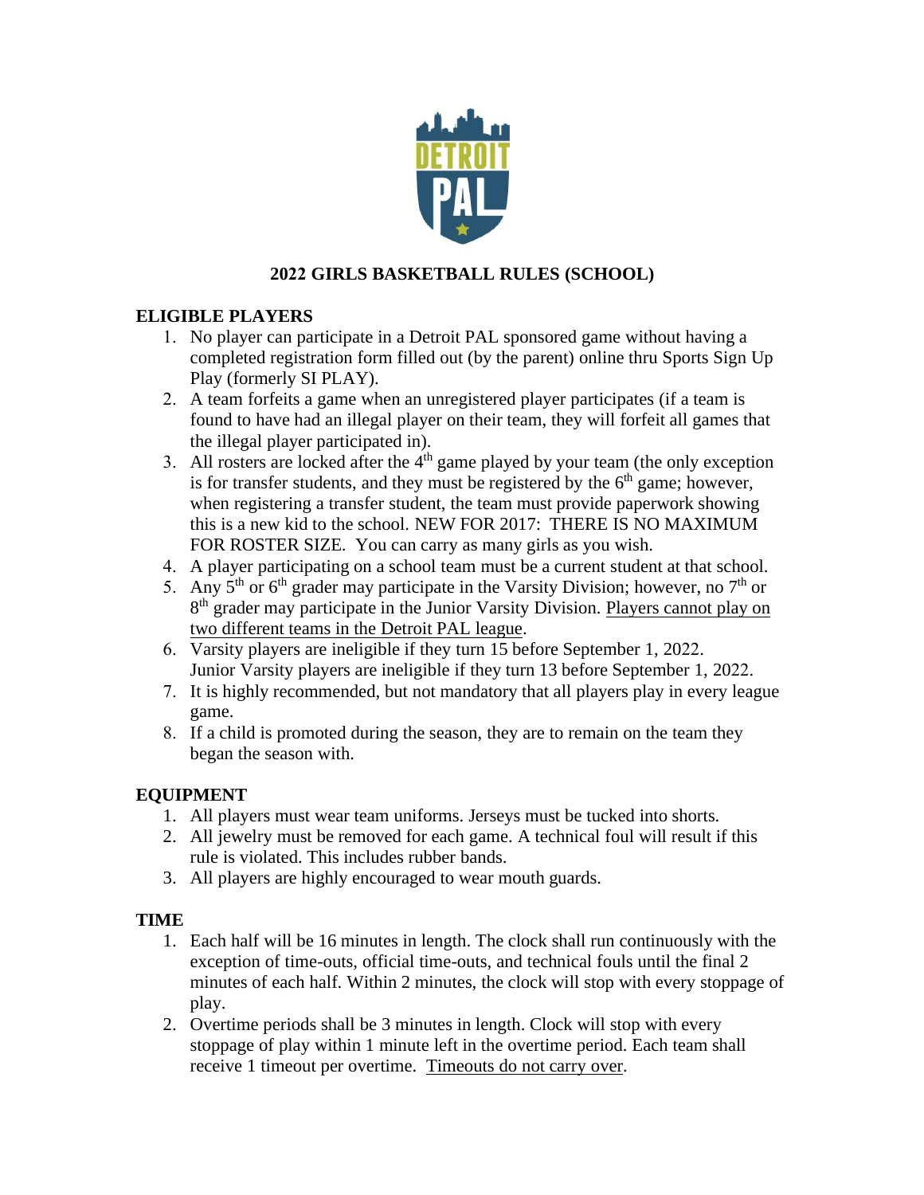# 2022 GIRLS BASKETBALL RULES (SCHOOL)

## ELIGIBLE PLAYERS

1. No player can participate in a Detroit PAL sponsored game without having a completed registration form filled out (by the parent) online thru Sports Sign Up Play (formerly SI PLAY).
2. A team forfeits a game when an unregistered player participates (if a team is found to have had an illegal player on their team, they will forfeit all games that the illegal player participated in).
3. All rosters are locked after the 4th game played by your team (the only exception is for transfer students, and they must be registered by the 6th game; however, when registering a transfer student, the team must provide paperwork showing this is a new kid to the school. NEW FOR 2017: THERE IS NO MAXIMUM FOR ROSTER SIZE. You can carry as many girls as you wish.
4. A player participating on a school team must be a current student at that school.
5. Any 5th or 6th grader may participate in the Varsity Division; however, no 7th or 8th grader may participate in the Junior Varsity Division. Players cannot play on two different teams in the Detroit PAL league.
6. Varsity players are ineligible if they turn 15 before September 1, 2022. Junior Varsity players are ineligible if they turn 13 before September 1, 2022.
7. It is highly recommended, but not mandatory that all players play in every league game.
8. If a child is promoted during the season, they are to remain on the team they began the season with.

## EQUIPMENT

1. All players must wear team uniforms. Jerseys must be tucked into shorts.
2. All jewelry must be removed for each game. A technical foul will result if this rule is violated. This includes rubber bands.
3. All players are highly encouraged to wear mouth guards.

## TIME

1. Each half will be 16 minutes in length. The clock shall run continuously with the exception of time-outs, official time-outs, and technical fouls until the final 2 minutes of each half. Within 2 minutes, the clock will stop with every stoppage of play.
2. Overtime periods shall be 3 minutes in length. Clock will stop with every stoppage of play within 1 minute left in the overtime period. Each team shall receive 1 timeout per overtime. Timeouts do not carry over.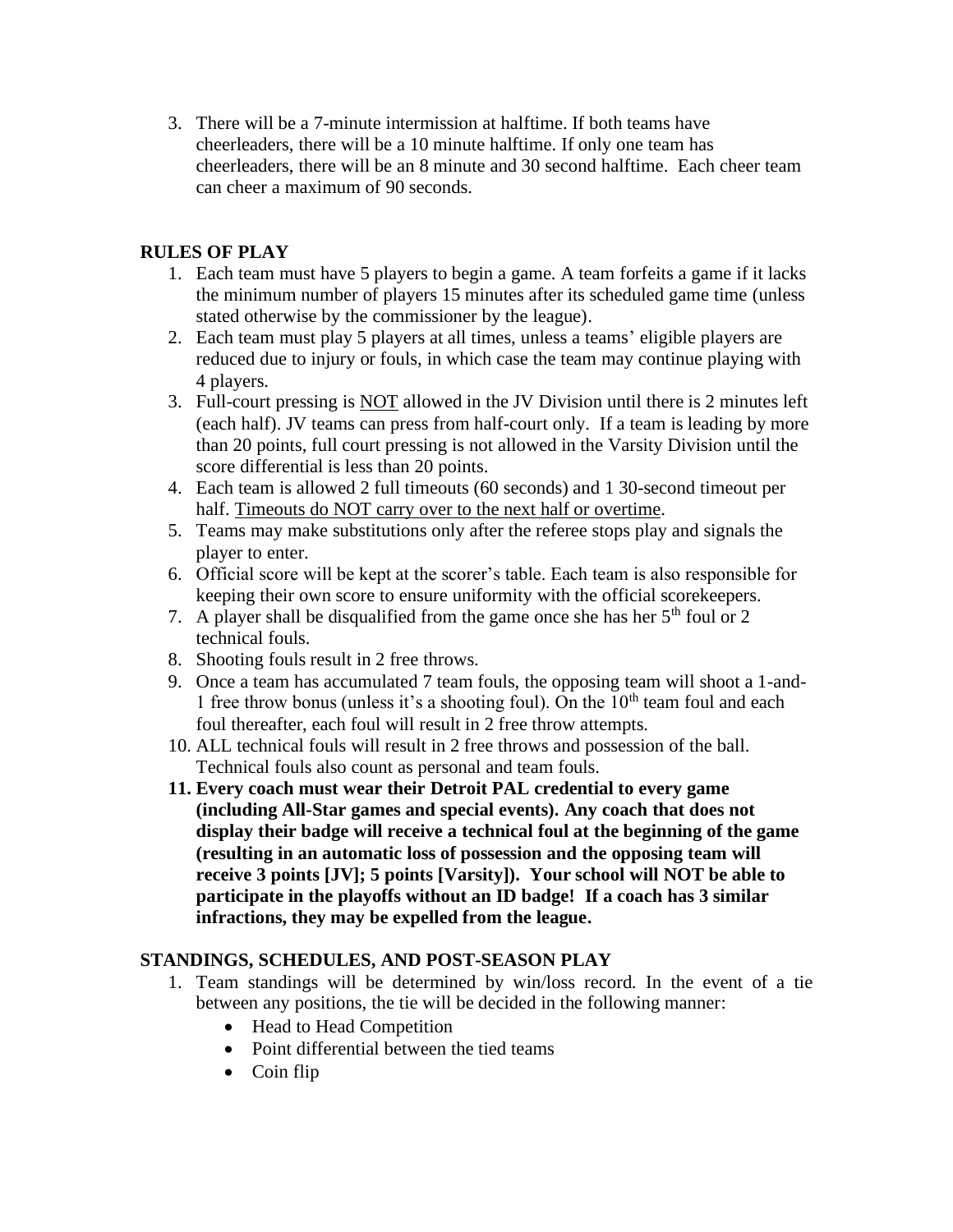3. There will be a 7-minute intermission at halftime. If both teams have cheerleaders, there will be a 10 minute halftime. If only one team has cheerleaders, there will be an 8 minute and 30 second halftime. Each cheer team can cheer a maximum of 90 seconds.

## RULES OF PLAY

1. Each team must have 5 players to begin a game. A team forfeits a game if it lacks the minimum number of players 15 minutes after its scheduled game time (unless stated otherwise by the commissioner by the league).
2. Each team must play 5 players at all times, unless a teams' eligible players are reduced due to injury or fouls, in which case the team may continue playing with 4 players.
3. Full-court pressing is <u>NOT</u> allowed in the JV Division until there is 2 minutes left (each half). JV teams can press from half-court only. If a team is leading by more than 20 points, full court pressing is not allowed in the Varsity Division until the score differential is less than 20 points.
4. Each team is allowed 2 full timeouts (60 seconds) and 1 30-second timeout per half. <u>Timeouts do NOT carry over to the next half or overtime</u>.
5. Teams may make substitutions only after the referee stops play and signals the player to enter.
6. Official score will be kept at the scorer's table. Each team is also responsible for keeping their own score to ensure uniformity with the official scorekeepers.
7. A player shall be disqualified from the game once she has her 5th foul or 2 technical fouls.
8. Shooting fouls result in 2 free throws.
9. Once a team has accumulated 7 team fouls, the opposing team will shoot a 1-and-1 free throw bonus (unless it's a shooting foul). On the 10th team foul and each foul thereafter, each foul will result in 2 free throw attempts.
10. ALL technical fouls will result in 2 free throws and possession of the ball. Technical fouls also count as personal and team fouls.
11. **Every coach must wear their Detroit PAL credential to every game (including All-Star games and special events). Any coach that does not display their badge will receive a technical foul at the beginning of the game (resulting in an automatic loss of possession and the opposing team will receive 3 points [JV]; 5 points [Varsity]). Your school will NOT be able to participate in the playoffs without an ID badge! If a coach has 3 similar infractions, they may be expelled from the league.**

## STANDINGS, SCHEDULES, AND POST-SEASON PLAY

1. Team standings will be determined by win/loss record. In the event of a tie between any positions, the tie will be decided in the following manner:
   - Head to Head Competition
   - Point differential between the tied teams
   - Coin flip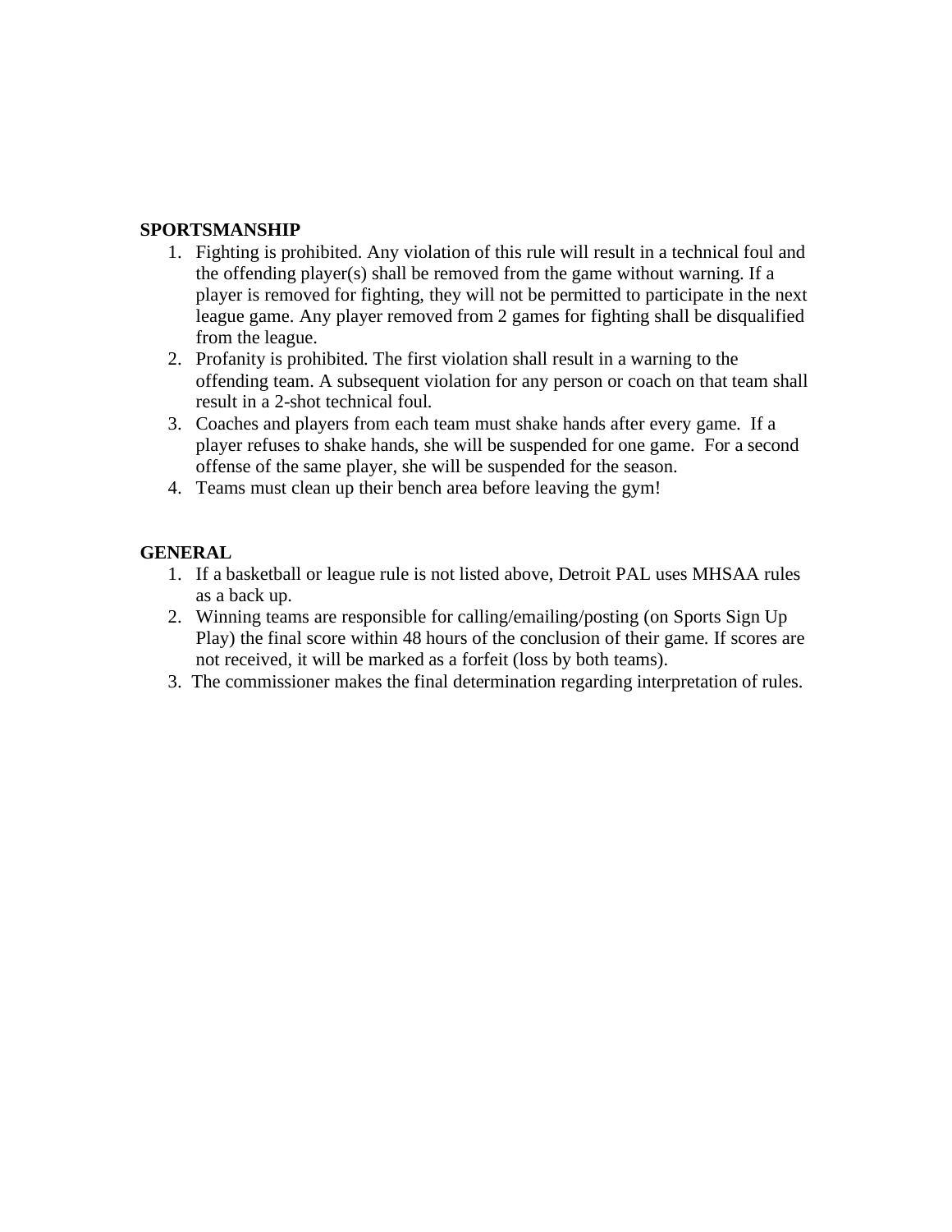**SPORTSMANSHIP**

1. Fighting is prohibited. Any violation of this rule will result in a technical foul and the offending player(s) shall be removed from the game without warning. If a player is removed for fighting, they will not be permitted to participate in the next league game. Any player removed from 2 games for fighting shall be disqualified from the league.
2. Profanity is prohibited. The first violation shall result in a warning to the offending team. A subsequent violation for any person or coach on that team shall result in a 2-shot technical foul.
3. Coaches and players from each team must shake hands after every game. If a player refuses to shake hands, she will be suspended for one game. For a second offense of the same player, she will be suspended for the season.
4. Teams must clean up their bench area before leaving the gym!

**GENERAL**

1. If a basketball or league rule is not listed above, Detroit PAL uses MHSAA rules as a back up.
2. Winning teams are responsible for calling/emailing/posting (on Sports Sign Up Play) the final score within 48 hours of the conclusion of their game. If scores are not received, it will be marked as a forfeit (loss by both teams).
3. The commissioner makes the final determination regarding interpretation of rules.